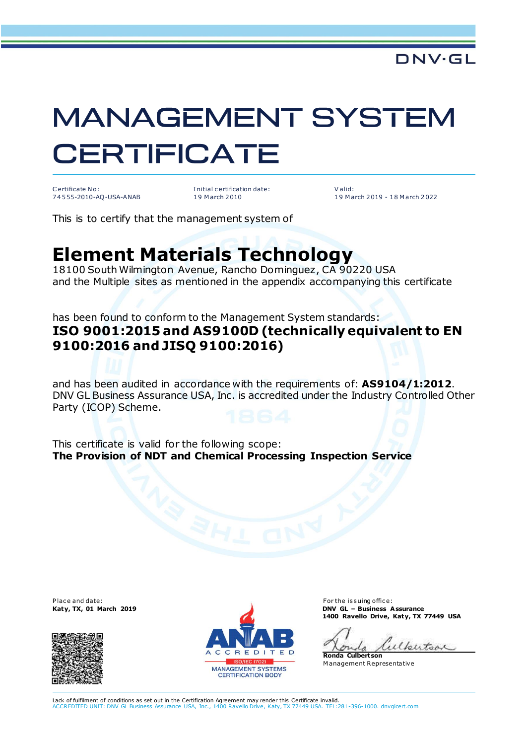DNV·GL

# MANAGEMENT SYSTEM CERTIFICATE

| Certificate No: | Initial certification date: | Valid: |
|---|---|---|
| 74555-2010-AQ-USA-ANAB | 19 March 2010 | 19 March 2019 - 18 March 2022 |

This is to certify that the management system of

## Element Materials Technology

18100 South Wilmington Avenue, Rancho Dominguez, CA 90220 USA
and the Multiple sites as mentioned in the appendix accompanying this certificate

has been found to conform to the Management System standards:
**ISO 9001:2015 and AS9100D (technically equivalent to EN 9100:2016 and JISQ 9100:2016)**

and has been audited in accordance with the requirements of: **AS9104/1:2012**.
DNV GL Business Assurance USA, Inc. is accredited under the Industry Controlled Other Party (ICOP) Scheme.

This certificate is valid for the following scope:
**The Provision of NDT and Chemical Processing Inspection Service**

Place and date:
**Katy, TX, 01 March 2019**

ANAB ACCREDITED ISO/IEC 17021 MANAGEMENT SYSTEMS CERTIFICATION BODY

For the issuing office:
**DNV GL – Business Assurance**
**1400 Ravello Drive, Katy, TX 77449 USA**

**Ronda Culbertson**
Management Representative

Lack of fulfilment of conditions as set out in the Certification Agreement may render this Certificate invalid.
ACCREDITED UNIT: DNV GL Business Assurance USA, Inc., 1400 Ravello Drive, Katy, TX 77449 USA. TEL: 281-396-1000. dnvglcert.com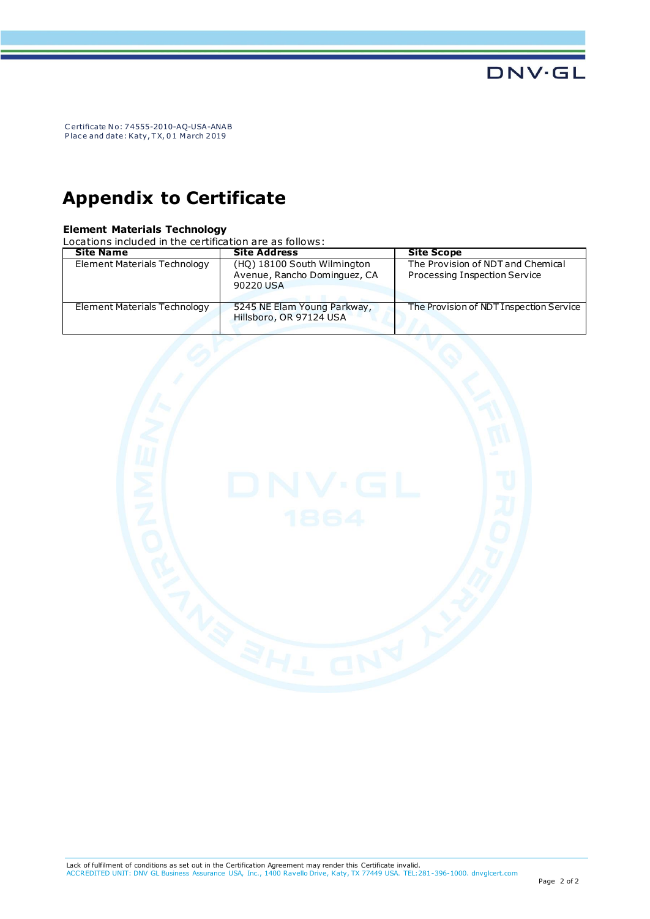Certificate No: 74555-2010-AQ-USA-ANAB
Place and date: Katy, TX, 01 March 2019

# Appendix to Certificate

**Element Materials Technology**

Locations included in the certification are as follows:

| Site Name | Site Address | Site Scope |
|---|---|---|
| Element Materials Technology | (HQ) 18100 South Wilmington Avenue, Rancho Dominguez, CA 90220 USA | The Provision of NDT and Chemical Processing Inspection Service |
| Element Materials Technology | 5245 NE Elam Young Parkway, Hillsboro, OR 97124 USA | The Provision of NDT Inspection Service |

Lack of fulfilment of conditions as set out in the Certification Agreement may render this Certificate invalid.
ACCREDITED UNIT: DNV GL Business Assurance USA, Inc., 1400 Ravello Drive, Katy, TX 77449 USA. TEL: 281-396-1000. dnvglcert.com